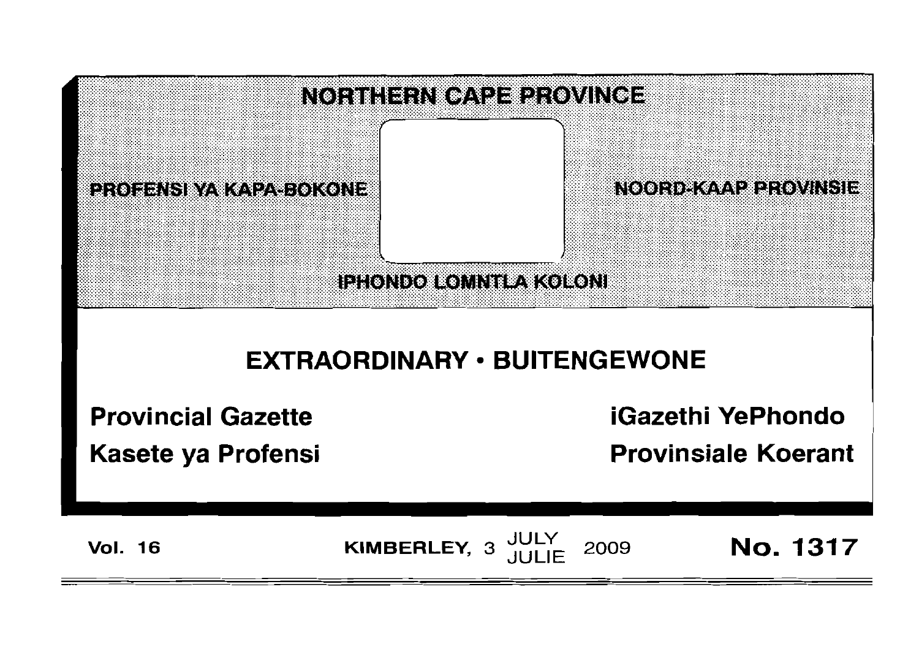# NORTHERN CAPE PROVINCE

PROFENSI YA KAPA-BOKONE

NOORD-KAAP PROVINSIE

IPHONDO LOMNTLA KOLONI

## EXTRAORDINARY • BUITENGEWONE

**Provincial Gazette**

**Kasete ya Profensi**

**iGazethi YePhondo**

**Provinsiale Koerant**

**Vol. 16** KIMBERLEY, 3 JULY JULIE 2009 **No. 1317**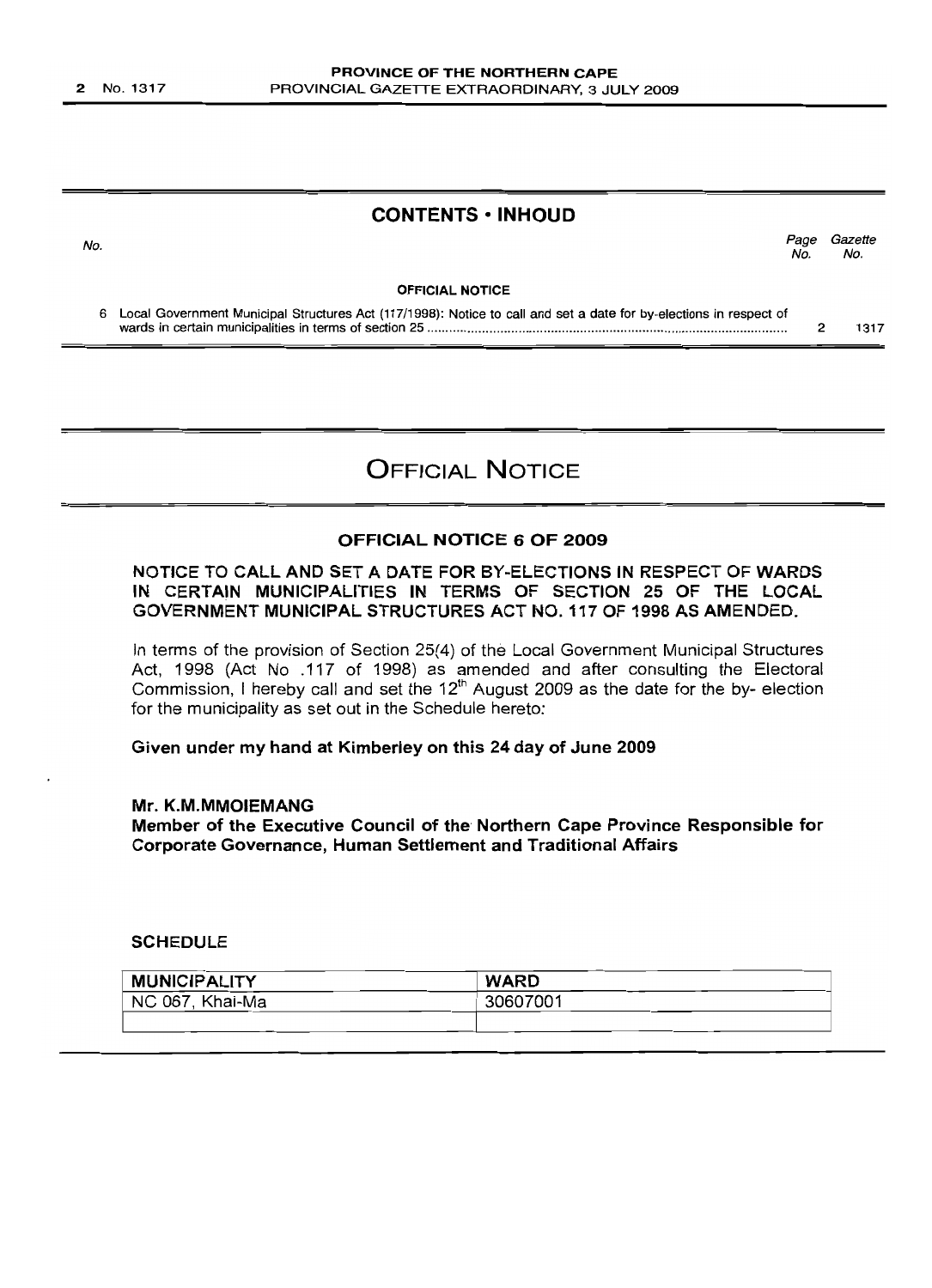## CONTENTS • INHOUD

| No. | | Page No. | Gazette No. |
|---|---|---|---|
| | **OFFICIAL NOTICE** | | |
| 6 | Local Government Municipal Structures Act (117/1998): Notice to call and set a date for by-elections in respect of wards in certain municipalities in terms of section 25 | 2 | 1317 |

# OFFICIAL NOTICE

### OFFICIAL NOTICE 6 OF 2009

**NOTICE TO CALL AND SET A DATE FOR BY-ELECTIONS IN RESPECT OF WARDS IN CERTAIN MUNICIPALITIES IN TERMS OF SECTION 25 OF THE LOCAL GOVERNMENT MUNICIPAL STRUCTURES ACT NO. 117 OF 1998 AS AMENDED.**

In terms of the provision of Section 25(4) of the Local Government Municipal Structures Act, 1998 (Act No .117 of 1998) as amended and after consulting the Electoral Commission, I hereby call and set the 12th August 2009 as the date for the by- election for the municipality as set out in the Schedule hereto:

**Given under my hand at Kimberley on this 24 day of June 2009**

**Mr. K.M.MMOIEMANG**
**Member of the Executive Council of the Northern Cape Province Responsible for Corporate Governance, Human Settlement and Traditional Affairs**

SCHEDULE

| MUNICIPALITY | WARD |
|---|---|
| NC 067, Khai-Ma | 30607001 |
| | |